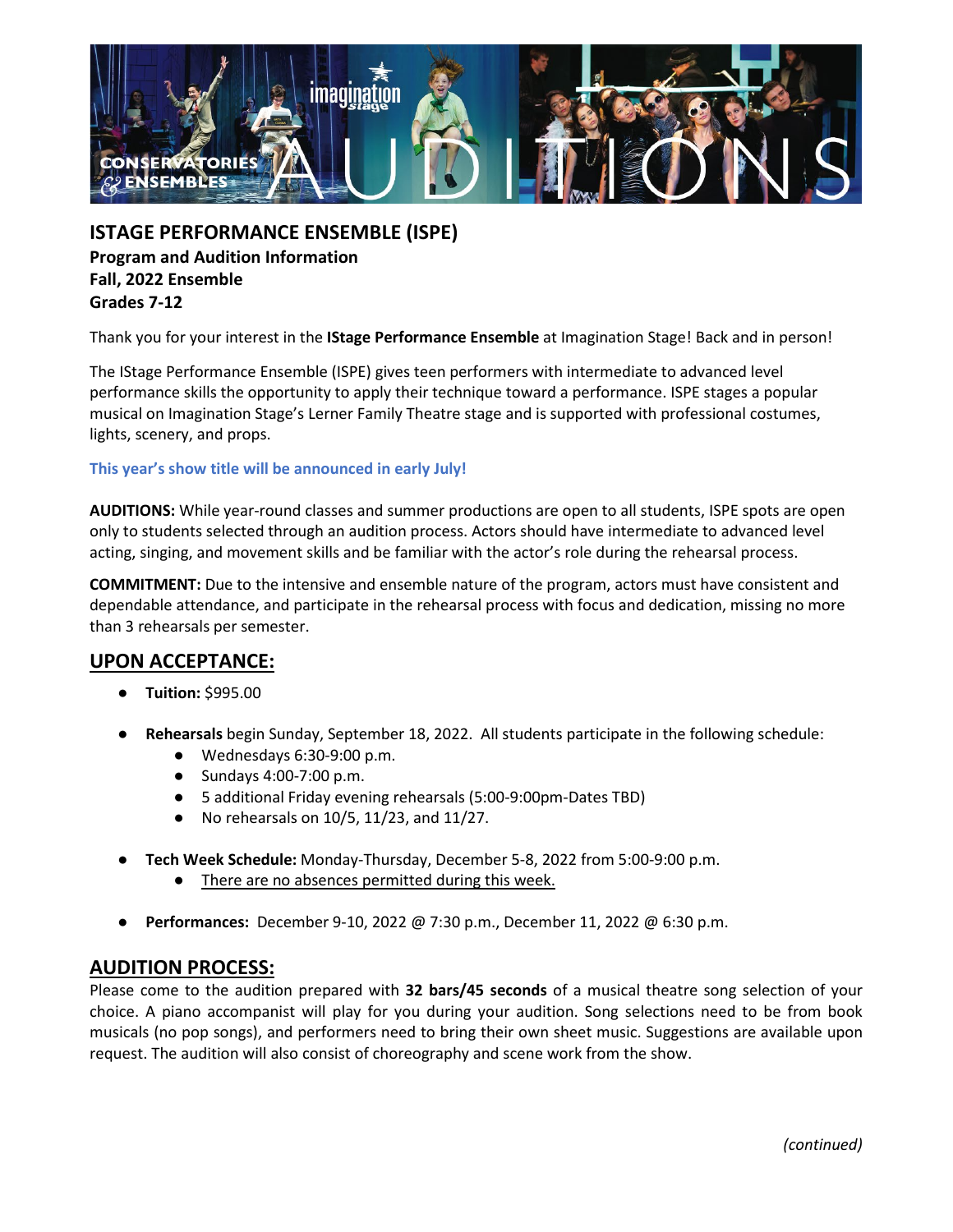# ISTAGE PERFORMANCE ENSEMBLE (ISPE)

**Program and Audition Information**
**Fall, 2022 Ensemble**
**Grades 7-12**

Thank you for your interest in the **IStage Performance Ensemble** at Imagination Stage! Back and in person!

The IStage Performance Ensemble (ISPE) gives teen performers with intermediate to advanced level performance skills the opportunity to apply their technique toward a performance. ISPE stages a popular musical on Imagination Stage's Lerner Family Theatre stage and is supported with professional costumes, lights, scenery, and props.

**This year's show title will be announced in early July!**

**AUDITIONS:** While year-round classes and summer productions are open to all students, ISPE spots are open only to students selected through an audition process. Actors should have intermediate to advanced level acting, singing, and movement skills and be familiar with the actor's role during the rehearsal process.

**COMMITMENT:** Due to the intensive and ensemble nature of the program, actors must have consistent and dependable attendance, and participate in the rehearsal process with focus and dedication, missing no more than 3 rehearsals per semester.

## UPON ACCEPTANCE:

- **Tuition:** $995.00
- **Rehearsals** begin Sunday, September 18, 2022. All students participate in the following schedule:
  - Wednesdays 6:30-9:00 p.m.
  - Sundays 4:00-7:00 p.m.
  - 5 additional Friday evening rehearsals (5:00-9:00pm-Dates TBD)
  - No rehearsals on 10/5, 11/23, and 11/27.
- **Tech Week Schedule:** Monday-Thursday, December 5-8, 2022 from 5:00-9:00 p.m.
  - There are no absences permitted during this week.
- **Performances:** December 9-10, 2022 @ 7:30 p.m., December 11, 2022 @ 6:30 p.m.

## AUDITION PROCESS:

Please come to the audition prepared with **32 bars/45 seconds** of a musical theatre song selection of your choice. A piano accompanist will play for you during your audition. Song selections need to be from book musicals (no pop songs), and performers need to bring their own sheet music. Suggestions are available upon request. The audition will also consist of choreography and scene work from the show.

*(continued)*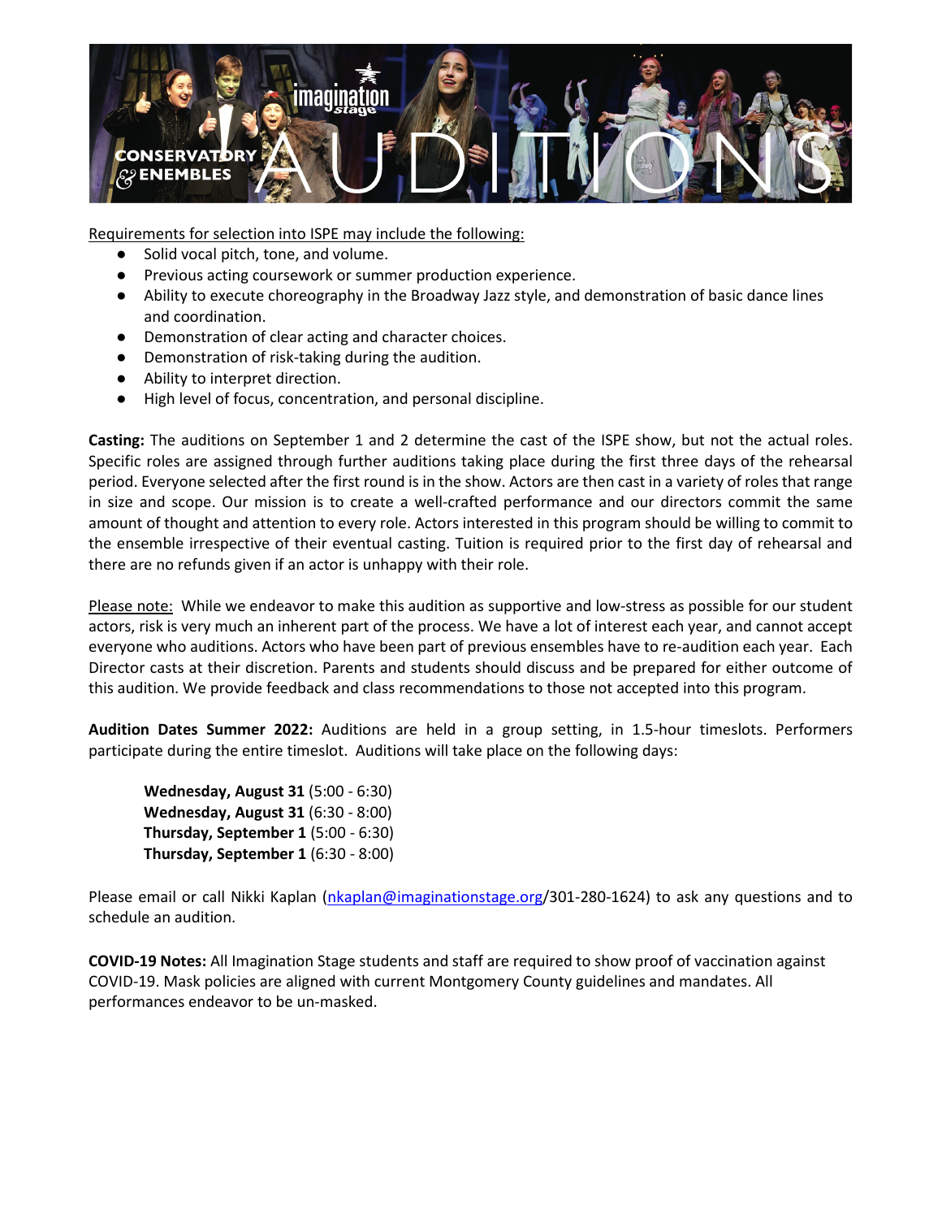Requirements for selection into ISPE may include the following:

- Solid vocal pitch, tone, and volume.
- Previous acting coursework or summer production experience.
- Ability to execute choreography in the Broadway Jazz style, and demonstration of basic dance lines and coordination.
- Demonstration of clear acting and character choices.
- Demonstration of risk-taking during the audition.
- Ability to interpret direction.
- High level of focus, concentration, and personal discipline.

**Casting:** The auditions on September 1 and 2 determine the cast of the ISPE show, but not the actual roles. Specific roles are assigned through further auditions taking place during the first three days of the rehearsal period. Everyone selected after the first round is in the show. Actors are then cast in a variety of roles that range in size and scope. Our mission is to create a well-crafted performance and our directors commit the same amount of thought and attention to every role. Actors interested in this program should be willing to commit to the ensemble irrespective of their eventual casting. Tuition is required prior to the first day of rehearsal and there are no refunds given if an actor is unhappy with their role.

Please note: While we endeavor to make this audition as supportive and low-stress as possible for our student actors, risk is very much an inherent part of the process. We have a lot of interest each year, and cannot accept everyone who auditions. Actors who have been part of previous ensembles have to re-audition each year. Each Director casts at their discretion. Parents and students should discuss and be prepared for either outcome of this audition. We provide feedback and class recommendations to those not accepted into this program.

**Audition Dates Summer 2022:** Auditions are held in a group setting, in 1.5-hour timeslots. Performers participate during the entire timeslot. Auditions will take place on the following days:

**Wednesday, August 31** (5:00 - 6:30)
**Wednesday, August 31** (6:30 - 8:00)
**Thursday, September 1** (5:00 - 6:30)
**Thursday, September 1** (6:30 - 8:00)

Please email or call Nikki Kaplan (nkaplan@imaginationstage.org/301-280-1624) to ask any questions and to schedule an audition.

**COVID-19 Notes:** All Imagination Stage students and staff are required to show proof of vaccination against COVID-19. Mask policies are aligned with current Montgomery County guidelines and mandates. All performances endeavor to be un-masked.